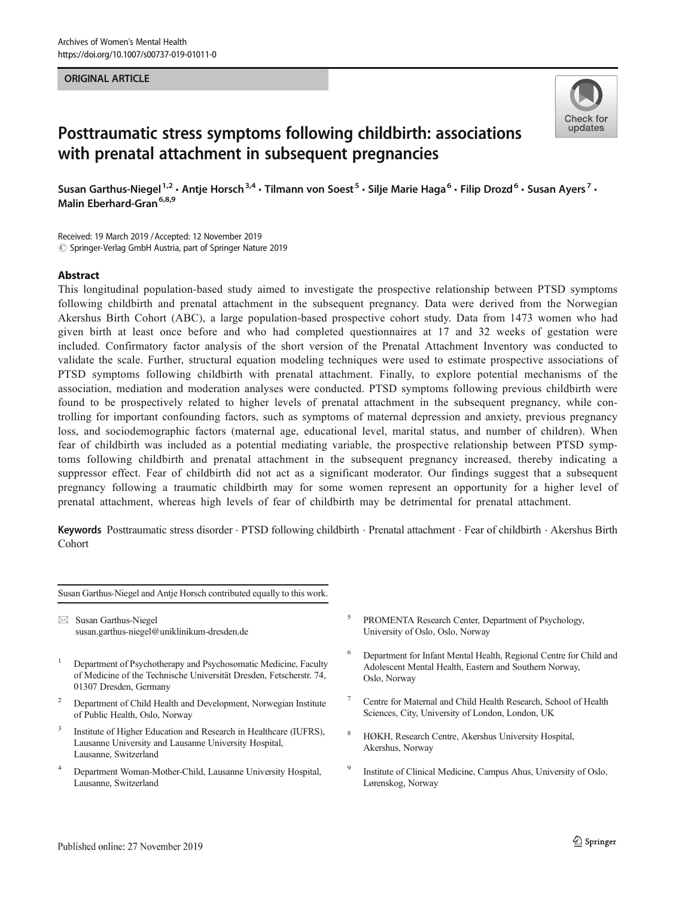ORIGINAL ARTICLE

# Posttraumatic stress symptoms following childbirth: associations with prenatal attachment in subsequent pregnancies

Susan Garthus-Niegel[1,2] · Antje Horsch[3,4] · Tilmann von Soest[5] · Silje Marie Haga[6] · Filip Drozd[6] · Susan Ayers[7] · Malin Eberhard-Gran[6,8,9]

Received: 19 March 2019 / Accepted: 12 November 2019
© Springer-Verlag GmbH Austria, part of Springer Nature 2019

## Abstract

This longitudinal population-based study aimed to investigate the prospective relationship between PTSD symptoms following childbirth and prenatal attachment in the subsequent pregnancy. Data were derived from the Norwegian Akershus Birth Cohort (ABC), a large population-based prospective cohort study. Data from 1473 women who had given birth at least once before and who had completed questionnaires at 17 and 32 weeks of gestation were included. Confirmatory factor analysis of the short version of the Prenatal Attachment Inventory was conducted to validate the scale. Further, structural equation modeling techniques were used to estimate prospective associations of PTSD symptoms following childbirth with prenatal attachment. Finally, to explore potential mechanisms of the association, mediation and moderation analyses were conducted. PTSD symptoms following previous childbirth were found to be prospectively related to higher levels of prenatal attachment in the subsequent pregnancy, while controlling for important confounding factors, such as symptoms of maternal depression and anxiety, previous pregnancy loss, and sociodemographic factors (maternal age, educational level, marital status, and number of children). When fear of childbirth was included as a potential mediating variable, the prospective relationship between PTSD symptoms following childbirth and prenatal attachment in the subsequent pregnancy increased, thereby indicating a suppressor effect. Fear of childbirth did not act as a significant moderator. Our findings suggest that a subsequent pregnancy following a traumatic childbirth may for some women represent an opportunity for a higher level of prenatal attachment, whereas high levels of fear of childbirth may be detrimental for prenatal attachment.

**Keywords** Posttraumatic stress disorder · PTSD following childbirth · Prenatal attachment · Fear of childbirth · Akershus Birth Cohort

---

Susan Garthus-Niegel and Antje Horsch contributed equally to this work.

✉ Susan Garthus-Niegel
susan.garthus-niegel@uniklinikum-dresden.de

[1] Department of Psychotherapy and Psychosomatic Medicine, Faculty of Medicine of the Technische Universität Dresden, Fetscherstr. 74, 01307 Dresden, Germany

[2] Department of Child Health and Development, Norwegian Institute of Public Health, Oslo, Norway

[3] Institute of Higher Education and Research in Healthcare (IUFRS), Lausanne University and Lausanne University Hospital, Lausanne, Switzerland

[4] Department Woman-Mother-Child, Lausanne University Hospital, Lausanne, Switzerland

[5] PROMENTA Research Center, Department of Psychology, University of Oslo, Oslo, Norway

[6] Department for Infant Mental Health, Regional Centre for Child and Adolescent Mental Health, Eastern and Southern Norway, Oslo, Norway

[7] Centre for Maternal and Child Health Research, School of Health Sciences, City, University of London, London, UK

[8] HØKH, Research Centre, Akershus University Hospital, Akershus, Norway

[9] Institute of Clinical Medicine, Campus Ahus, University of Oslo, Lørenskog, Norway

Published online: 27 November 2019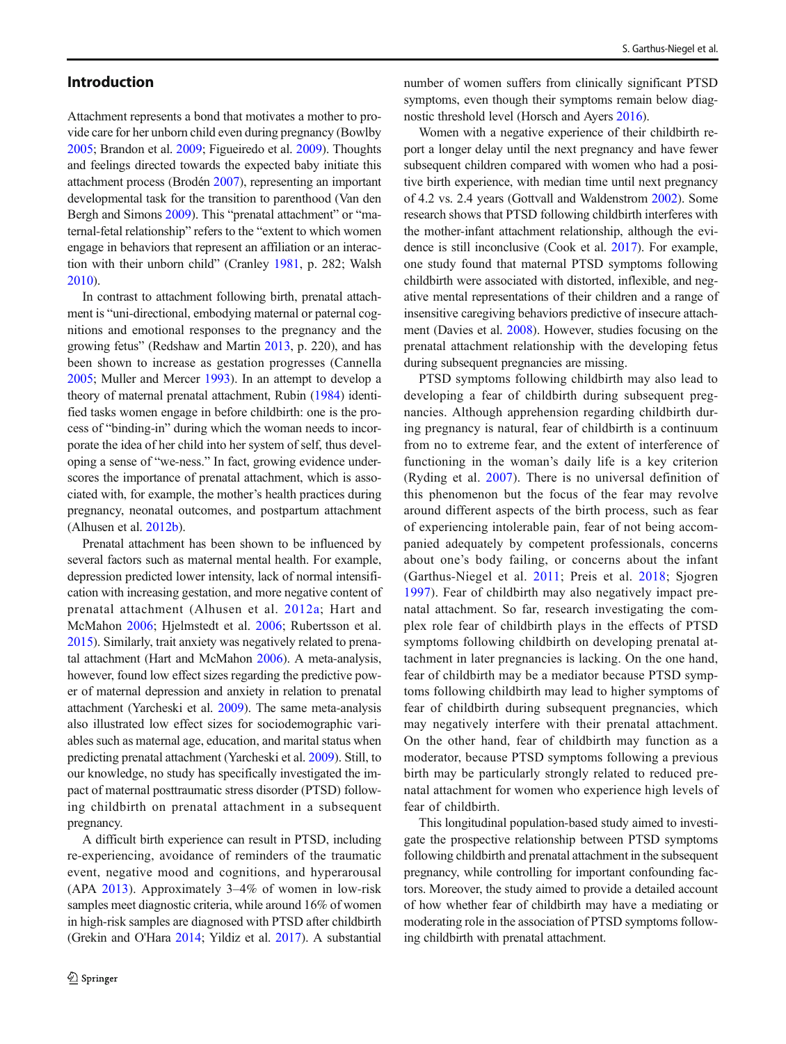## Introduction

Attachment represents a bond that motivates a mother to provide care for her unborn child even during pregnancy (Bowlby 2005; Brandon et al. 2009; Figueiredo et al. 2009). Thoughts and feelings directed towards the expected baby initiate this attachment process (Brodén 2007), representing an important developmental task for the transition to parenthood (Van den Bergh and Simons 2009). This "prenatal attachment" or "maternal-fetal relationship" refers to the "extent to which women engage in behaviors that represent an affiliation or an interaction with their unborn child" (Cranley 1981, p. 282; Walsh 2010).

In contrast to attachment following birth, prenatal attachment is "uni-directional, embodying maternal or paternal cognitions and emotional responses to the pregnancy and the growing fetus" (Redshaw and Martin 2013, p. 220), and has been shown to increase as gestation progresses (Cannella 2005; Muller and Mercer 1993). In an attempt to develop a theory of maternal prenatal attachment, Rubin (1984) identified tasks women engage in before childbirth: one is the process of "binding-in" during which the woman needs to incorporate the idea of her child into her system of self, thus developing a sense of "we-ness." In fact, growing evidence underscores the importance of prenatal attachment, which is associated with, for example, the mother's health practices during pregnancy, neonatal outcomes, and postpartum attachment (Alhusen et al. 2012b).

Prenatal attachment has been shown to be influenced by several factors such as maternal mental health. For example, depression predicted lower intensity, lack of normal intensification with increasing gestation, and more negative content of prenatal attachment (Alhusen et al. 2012a; Hart and McMahon 2006; Hjelmstedt et al. 2006; Rubertsson et al. 2015). Similarly, trait anxiety was negatively related to prenatal attachment (Hart and McMahon 2006). A meta-analysis, however, found low effect sizes regarding the predictive power of maternal depression and anxiety in relation to prenatal attachment (Yarcheski et al. 2009). The same meta-analysis also illustrated low effect sizes for sociodemographic variables such as maternal age, education, and marital status when predicting prenatal attachment (Yarcheski et al. 2009). Still, to our knowledge, no study has specifically investigated the impact of maternal posttraumatic stress disorder (PTSD) following childbirth on prenatal attachment in a subsequent pregnancy.

A difficult birth experience can result in PTSD, including re-experiencing, avoidance of reminders of the traumatic event, negative mood and cognitions, and hyperarousal (APA 2013). Approximately 3–4% of women in low-risk samples meet diagnostic criteria, while around 16% of women in high-risk samples are diagnosed with PTSD after childbirth (Grekin and O'Hara 2014; Yildiz et al. 2017). A substantial number of women suffers from clinically significant PTSD symptoms, even though their symptoms remain below diagnostic threshold level (Horsch and Ayers 2016).

Women with a negative experience of their childbirth report a longer delay until the next pregnancy and have fewer subsequent children compared with women who had a positive birth experience, with median time until next pregnancy of 4.2 vs. 2.4 years (Gottvall and Waldenstrom 2002). Some research shows that PTSD following childbirth interferes with the mother-infant attachment relationship, although the evidence is still inconclusive (Cook et al. 2017). For example, one study found that maternal PTSD symptoms following childbirth were associated with distorted, inflexible, and negative mental representations of their children and a range of insensitive caregiving behaviors predictive of insecure attachment (Davies et al. 2008). However, studies focusing on the prenatal attachment relationship with the developing fetus during subsequent pregnancies are missing.

PTSD symptoms following childbirth may also lead to developing a fear of childbirth during subsequent pregnancies. Although apprehension regarding childbirth during pregnancy is natural, fear of childbirth is a continuum from no to extreme fear, and the extent of interference of functioning in the woman's daily life is a key criterion (Ryding et al. 2007). There is no universal definition of this phenomenon but the focus of the fear may revolve around different aspects of the birth process, such as fear of experiencing intolerable pain, fear of not being accompanied adequately by competent professionals, concerns about one's body failing, or concerns about the infant (Garthus-Niegel et al. 2011; Preis et al. 2018; Sjogren 1997). Fear of childbirth may also negatively impact prenatal attachment. So far, research investigating the complex role fear of childbirth plays in the effects of PTSD symptoms following childbirth on developing prenatal attachment in later pregnancies is lacking. On the one hand, fear of childbirth may be a mediator because PTSD symptoms following childbirth may lead to higher symptoms of fear of childbirth during subsequent pregnancies, which may negatively interfere with their prenatal attachment. On the other hand, fear of childbirth may function as a moderator, because PTSD symptoms following a previous birth may be particularly strongly related to reduced prenatal attachment for women who experience high levels of fear of childbirth.

This longitudinal population-based study aimed to investigate the prospective relationship between PTSD symptoms following childbirth and prenatal attachment in the subsequent pregnancy, while controlling for important confounding factors. Moreover, the study aimed to provide a detailed account of how whether fear of childbirth may have a mediating or moderating role in the association of PTSD symptoms following childbirth with prenatal attachment.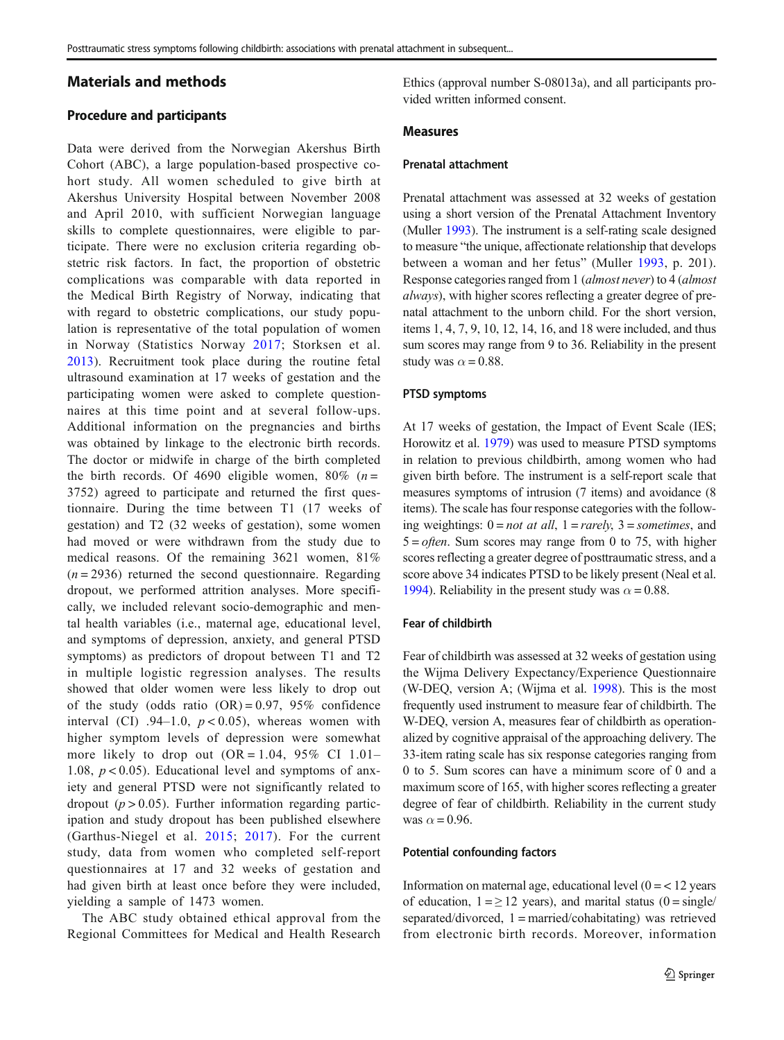## Materials and methods

### Procedure and participants

Data were derived from the Norwegian Akershus Birth Cohort (ABC), a large population-based prospective cohort study. All women scheduled to give birth at Akershus University Hospital between November 2008 and April 2010, with sufficient Norwegian language skills to complete questionnaires, were eligible to participate. There were no exclusion criteria regarding obstetric risk factors. In fact, the proportion of obstetric complications was comparable with data reported in the Medical Birth Registry of Norway, indicating that with regard to obstetric complications, our study population is representative of the total population of women in Norway (Statistics Norway 2017; Storksen et al. 2013). Recruitment took place during the routine fetal ultrasound examination at 17 weeks of gestation and the participating women were asked to complete questionnaires at this time point and at several follow-ups. Additional information on the pregnancies and births was obtained by linkage to the electronic birth records. The doctor or midwife in charge of the birth completed the birth records. Of 4690 eligible women, 80% ($n$ = 3752) agreed to participate and returned the first questionnaire. During the time between T1 (17 weeks of gestation) and T2 (32 weeks of gestation), some women had moved or were withdrawn from the study due to medical reasons. Of the remaining 3621 women, 81% ($n$ = 2936) returned the second questionnaire. Regarding dropout, we performed attrition analyses. More specifically, we included relevant socio-demographic and mental health variables (i.e., maternal age, educational level, and symptoms of depression, anxiety, and general PTSD symptoms) as predictors of dropout between T1 and T2 in multiple logistic regression analyses. The results showed that older women were less likely to drop out of the study (odds ratio (OR) = 0.97, 95% confidence interval (CI) .94–1.0, $p < 0.05$), whereas women with higher symptom levels of depression were somewhat more likely to drop out (OR = 1.04, 95% CI 1.01–1.08, $p < 0.05$). Educational level and symptoms of anxiety and general PTSD were not significantly related to dropout ($p > 0.05$). Further information regarding participation and study dropout has been published elsewhere (Garthus-Niegel et al. 2015; 2017). For the current study, data from women who completed self-report questionnaires at 17 and 32 weeks of gestation and had given birth at least once before they were included, yielding a sample of 1473 women.

The ABC study obtained ethical approval from the Regional Committees for Medical and Health Research Ethics (approval number S-08013a), and all participants provided written informed consent.

### Measures

#### Prenatal attachment

Prenatal attachment was assessed at 32 weeks of gestation using a short version of the Prenatal Attachment Inventory (Muller 1993). The instrument is a self-rating scale designed to measure "the unique, affectionate relationship that develops between a woman and her fetus" (Muller 1993, p. 201). Response categories ranged from 1 (*almost never*) to 4 (*almost always*), with higher scores reflecting a greater degree of prenatal attachment to the unborn child. For the short version, items 1, 4, 7, 9, 10, 12, 14, 16, and 18 were included, and thus sum scores may range from 9 to 36. Reliability in the present study was $\alpha = 0.88$.

#### PTSD symptoms

At 17 weeks of gestation, the Impact of Event Scale (IES; Horowitz et al. 1979) was used to measure PTSD symptoms in relation to previous childbirth, among women who had given birth before. The instrument is a self-report scale that measures symptoms of intrusion (7 items) and avoidance (8 items). The scale has four response categories with the following weightings: 0 = *not at all*, 1 = *rarely*, 3 = *sometimes*, and 5 = *often*. Sum scores may range from 0 to 75, with higher scores reflecting a greater degree of posttraumatic stress, and a score above 34 indicates PTSD to be likely present (Neal et al. 1994). Reliability in the present study was $\alpha = 0.88$.

#### Fear of childbirth

Fear of childbirth was assessed at 32 weeks of gestation using the Wijma Delivery Expectancy/Experience Questionnaire (W-DEQ, version A; (Wijma et al. 1998). This is the most frequently used instrument to measure fear of childbirth. The W-DEQ, version A, measures fear of childbirth as operationalized by cognitive appraisal of the approaching delivery. The 33-item rating scale has six response categories ranging from 0 to 5. Sum scores can have a minimum score of 0 and a maximum score of 165, with higher scores reflecting a greater degree of fear of childbirth. Reliability in the current study was $\alpha = 0.96$.

#### Potential confounding factors

Information on maternal age, educational level (0 = < 12 years of education, 1 = ≥ 12 years), and marital status (0 = single/separated/divorced, 1 = married/cohabitating) was retrieved from electronic birth records. Moreover, information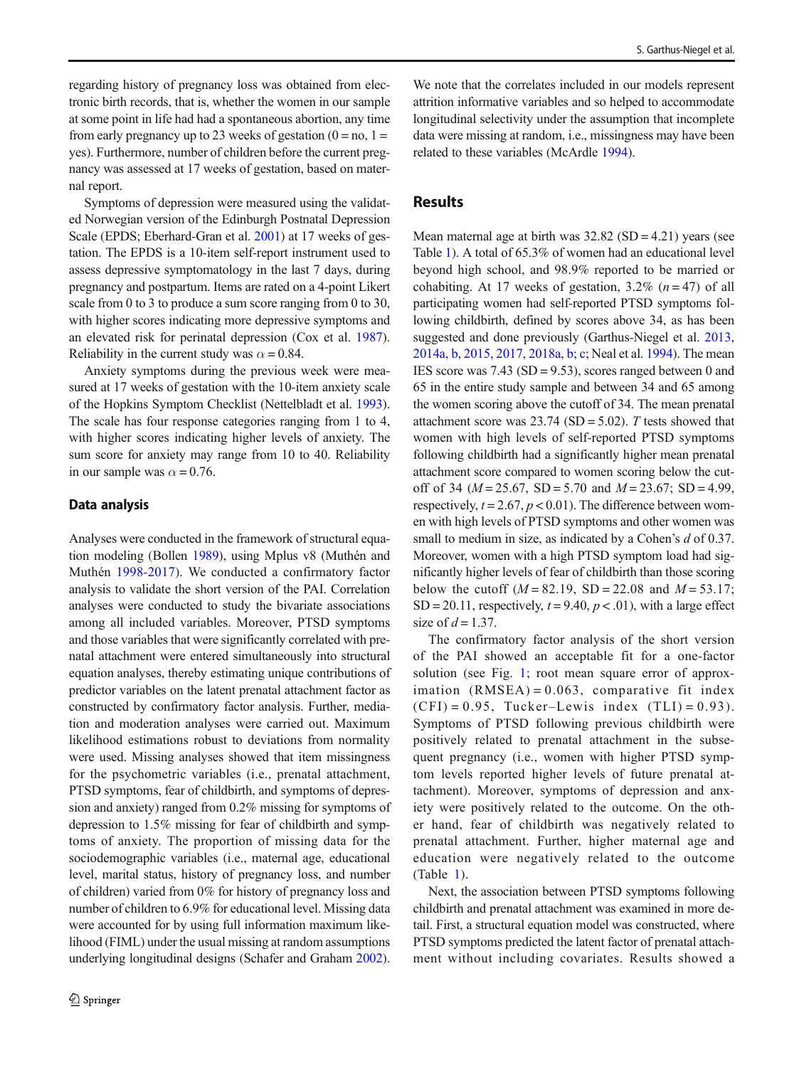regarding history of pregnancy loss was obtained from electronic birth records, that is, whether the women in our sample at some point in life had had a spontaneous abortion, any time from early pregnancy up to 23 weeks of gestation (0 = no, 1 = yes). Furthermore, number of children before the current pregnancy was assessed at 17 weeks of gestation, based on maternal report.

Symptoms of depression were measured using the validated Norwegian version of the Edinburgh Postnatal Depression Scale (EPDS; Eberhard-Gran et al. 2001) at 17 weeks of gestation. The EPDS is a 10-item self-report instrument used to assess depressive symptomatology in the last 7 days, during pregnancy and postpartum. Items are rated on a 4-point Likert scale from 0 to 3 to produce a sum score ranging from 0 to 30, with higher scores indicating more depressive symptoms and an elevated risk for perinatal depression (Cox et al. 1987). Reliability in the current study was $\alpha = 0.84$.

Anxiety symptoms during the previous week were measured at 17 weeks of gestation with the 10-item anxiety scale of the Hopkins Symptom Checklist (Nettelbladt et al. 1993). The scale has four response categories ranging from 1 to 4, with higher scores indicating higher levels of anxiety. The sum score for anxiety may range from 10 to 40. Reliability in our sample was $\alpha = 0.76$.

### Data analysis

Analyses were conducted in the framework of structural equation modeling (Bollen 1989), using Mplus v8 (Muthén and Muthén 1998-2017). We conducted a confirmatory factor analysis to validate the short version of the PAI. Correlation analyses were conducted to study the bivariate associations among all included variables. Moreover, PTSD symptoms and those variables that were significantly correlated with prenatal attachment were entered simultaneously into structural equation analyses, thereby estimating unique contributions of predictor variables on the latent prenatal attachment factor as constructed by confirmatory factor analysis. Further, mediation and moderation analyses were carried out. Maximum likelihood estimations robust to deviations from normality were used. Missing analyses showed that item missingness for the psychometric variables (i.e., prenatal attachment, PTSD symptoms, fear of childbirth, and symptoms of depression and anxiety) ranged from 0.2% missing for symptoms of depression to 1.5% missing for fear of childbirth and symptoms of anxiety. The proportion of missing data for the sociodemographic variables (i.e., maternal age, educational level, marital status, history of pregnancy loss, and number of children) varied from 0% for history of pregnancy loss and number of children to 6.9% for educational level. Missing data were accounted for by using full information maximum likelihood (FIML) under the usual missing at random assumptions underlying longitudinal designs (Schafer and Graham 2002). We note that the correlates included in our models represent attrition informative variables and so helped to accommodate longitudinal selectivity under the assumption that incomplete data were missing at random, i.e., missingness may have been related to these variables (McArdle 1994).

## Results

Mean maternal age at birth was 32.82 (SD = 4.21) years (see Table 1). A total of 65.3% of women had an educational level beyond high school, and 98.9% reported to be married or cohabiting. At 17 weeks of gestation, 3.2% ($n = 47$) of all participating women had self-reported PTSD symptoms following childbirth, defined by scores above 34, as has been suggested and done previously (Garthus-Niegel et al. 2013, 2014a, b, 2015, 2017, 2018a, b; c; Neal et al. 1994). The mean IES score was 7.43 (SD = 9.53), scores ranged between 0 and 65 in the entire study sample and between 34 and 65 among the women scoring above the cutoff of 34. The mean prenatal attachment score was 23.74 (SD = 5.02). $T$ tests showed that women with high levels of self-reported PTSD symptoms following childbirth had a significantly higher mean prenatal attachment score compared to women scoring below the cutoff of 34 ($M = 25.67$, SD = 5.70 and $M = 23.67$; SD = 4.99, respectively, $t = 2.67$, $p < 0.01$). The difference between women with high levels of PTSD symptoms and other women was small to medium in size, as indicated by a Cohen's $d$ of 0.37. Moreover, women with a high PTSD symptom load had significantly higher levels of fear of childbirth than those scoring below the cutoff ($M = 82.19$, SD = 22.08 and $M = 53.17$; SD = 20.11, respectively, $t = 9.40$, $p < .01$), with a large effect size of $d = 1.37$.

The confirmatory factor analysis of the short version of the PAI showed an acceptable fit for a one-factor solution (see Fig. 1; root mean square error of approximation (RMSEA) = 0.063, comparative fit index (CFI) = 0.95, Tucker–Lewis index (TLI) = 0.93). Symptoms of PTSD following previous childbirth were positively related to prenatal attachment in the subsequent pregnancy (i.e., women with higher PTSD symptom levels reported higher levels of future prenatal attachment). Moreover, symptoms of depression and anxiety were positively related to the outcome. On the other hand, fear of childbirth was negatively related to prenatal attachment. Further, higher maternal age and education were negatively related to the outcome (Table 1).

Next, the association between PTSD symptoms following childbirth and prenatal attachment was examined in more detail. First, a structural equation model was constructed, where PTSD symptoms predicted the latent factor of prenatal attachment without including covariates. Results showed a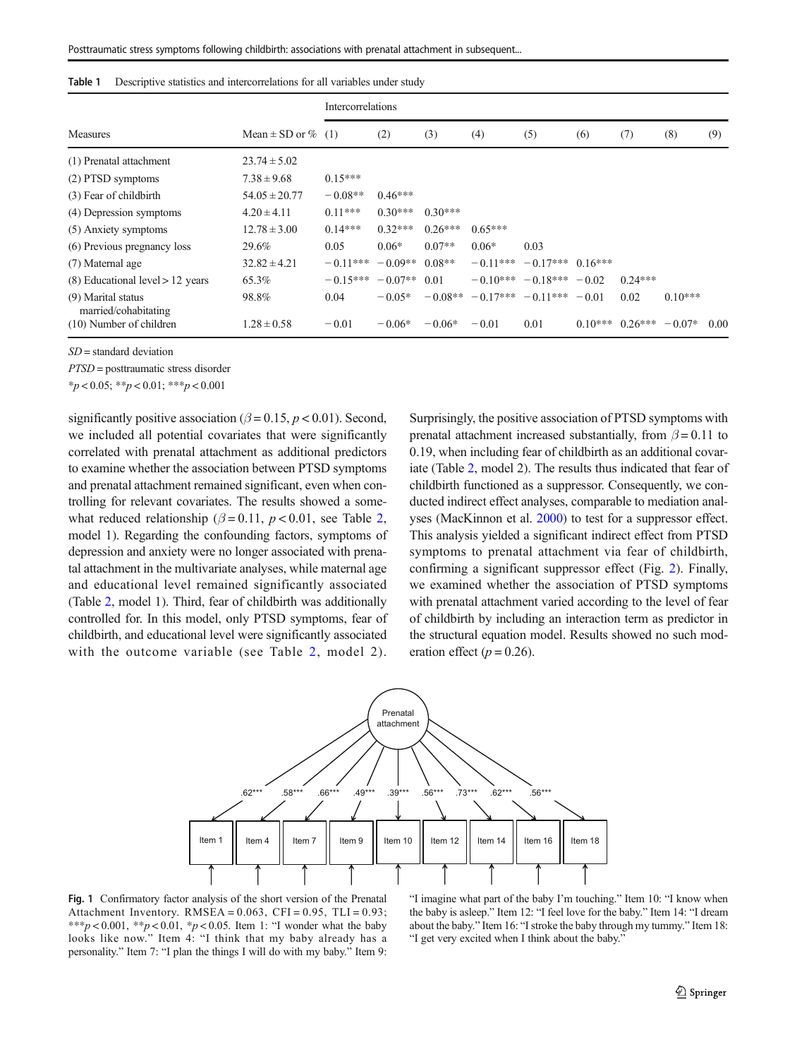**Table 1** Descriptive statistics and intercorrelations for all variables under study

| Measures | Mean ± SD or % | Intercorrelations (1) | (2) | (3) | (4) | (5) | (6) | (7) | (8) | (9) |
|---|---|---|---|---|---|---|---|---|---|---|
| (1) Prenatal attachment | 23.74 ± 5.02 | | | | | | | | | |
| (2) PTSD symptoms | 7.38 ± 9.68 | 0.15*** | | | | | | | | |
| (3) Fear of childbirth | 54.05 ± 20.77 | − 0.08** | 0.46*** | | | | | | | |
| (4) Depression symptoms | 4.20 ± 4.11 | 0.11*** | 0.30*** | 0.30*** | | | | | | |
| (5) Anxiety symptoms | 12.78 ± 3.00 | 0.14*** | 0.32*** | 0.26*** | 0.65*** | | | | | |
| (6) Previous pregnancy loss | 29.6% | 0.05 | 0.06* | 0.07** | 0.06* | 0.03 | | | | |
| (7) Maternal age | 32.82 ± 4.21 | − 0.11*** | − 0.09** | 0.08** | − 0.11*** | − 0.17*** | 0.16*** | | | |
| (8) Educational level > 12 years | 65.3% | − 0.15*** | − 0.07** | 0.01 | − 0.10*** | − 0.18*** | − 0.02 | 0.24*** | | |
| (9) Marital status married/cohabitating | 98.8% | 0.04 | − 0.05* | − 0.08** | − 0.17*** | − 0.11*** | − 0.01 | 0.02 | 0.10*** | |
| (10) Number of children | 1.28 ± 0.58 | − 0.01 | − 0.06* | − 0.06* | − 0.01 | 0.01 | 0.10*** | 0.26*** | − 0.07* | 0.00 |

*SD* = standard deviation

*PTSD* = posttraumatic stress disorder

$*p < 0.05$; $**p < 0.01$; $***p < 0.001$

significantly positive association ($\beta = 0.15$, $p < 0.01$). Second, we included all potential covariates that were significantly correlated with prenatal attachment as additional predictors to examine whether the association between PTSD symptoms and prenatal attachment remained significant, even when controlling for relevant covariates. The results showed a somewhat reduced relationship ($\beta = 0.11$, $p < 0.01$, see Table 2, model 1). Regarding the confounding factors, symptoms of depression and anxiety were no longer associated with prenatal attachment in the multivariate analyses, while maternal age and educational level remained significantly associated (Table 2, model 1). Third, fear of childbirth was additionally controlled for. In this model, only PTSD symptoms, fear of childbirth, and educational level were significantly associated with the outcome variable (see Table 2, model 2).

Surprisingly, the positive association of PTSD symptoms with prenatal attachment increased substantially, from $\beta = 0.11$ to 0.19, when including fear of childbirth as an additional covariate (Table 2, model 2). The results thus indicated that fear of childbirth functioned as a suppressor. Consequently, we conducted indirect effect analyses, comparable to mediation analyses (MacKinnon et al. 2000) to test for a suppressor effect. This analysis yielded a significant indirect effect from PTSD symptoms to prenatal attachment via fear of childbirth, confirming a significant suppressor effect (Fig. 2). Finally, we examined whether the association of PTSD symptoms with prenatal attachment varied according to the level of fear of childbirth by including an interaction term as predictor in the structural equation model. Results showed no such moderation effect ($p = 0.26$).

**Fig. 1** Confirmatory factor analysis of the short version of the Prenatal Attachment Inventory. RMSEA = 0.063, CFI = 0.95, TLI = 0.93; $***p < 0.001$, $**p < 0.01$, $*p < 0.05$. Item 1: "I wonder what the baby looks like now." Item 4: "I think that my baby already has a personality." Item 7: "I plan the things I will do with my baby." Item 9: "I imagine what part of the baby I'm touching." Item 10: "I know when the baby is asleep." Item 12: "I feel love for the baby." Item 14: "I dream about the baby." Item 16: "I stroke the baby through my tummy." Item 18: "I get very excited when I think about the baby."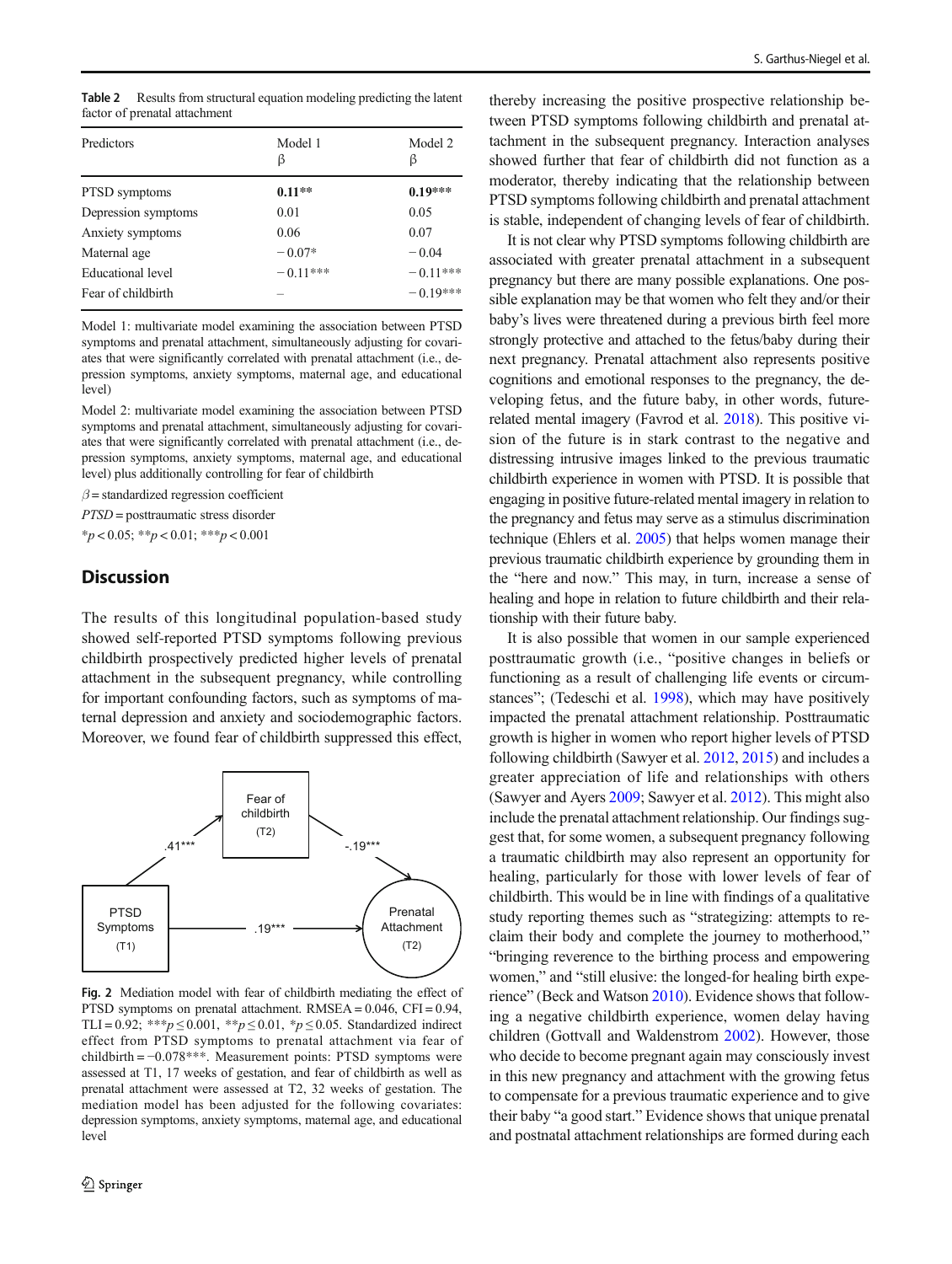**Table 2** Results from structural equation modeling predicting the latent factor of prenatal attachment

| Predictors | Model 1 β | Model 2 β |
|---|---|---|
| PTSD symptoms | **0.11**** | **0.19***** |
| Depression symptoms | 0.01 | 0.05 |
| Anxiety symptoms | 0.06 | 0.07 |
| Maternal age | − 0.07* | − 0.04 |
| Educational level | − 0.11*** | − 0.11*** |
| Fear of childbirth | – | − 0.19*** |

Model 1: multivariate model examining the association between PTSD symptoms and prenatal attachment, simultaneously adjusting for covariates that were significantly correlated with prenatal attachment (i.e., depression symptoms, anxiety symptoms, maternal age, and educational level)

Model 2: multivariate model examining the association between PTSD symptoms and prenatal attachment, simultaneously adjusting for covariates that were significantly correlated with prenatal attachment (i.e., depression symptoms, anxiety symptoms, maternal age, and educational level) plus additionally controlling for fear of childbirth

*β* = standardized regression coefficient

*PTSD* = posttraumatic stress disorder

*$p < 0.05$; **$p < 0.01$; ***$p < 0.001$

## Discussion

The results of this longitudinal population-based study showed self-reported PTSD symptoms following previous childbirth prospectively predicted higher levels of prenatal attachment in the subsequent pregnancy, while controlling for important confounding factors, such as symptoms of maternal depression and anxiety and sociodemographic factors. Moreover, we found fear of childbirth suppressed this effect, thereby increasing the positive prospective relationship between PTSD symptoms following childbirth and prenatal attachment in the subsequent pregnancy. Interaction analyses showed further that fear of childbirth did not function as a moderator, thereby indicating that the relationship between PTSD symptoms following childbirth and prenatal attachment is stable, independent of changing levels of fear of childbirth.

**Fig. 2** Mediation model with fear of childbirth mediating the effect of PTSD symptoms on prenatal attachment. RMSEA = 0.046, CFI = 0.94, TLI = 0.92; ***$p \leq 0.001$, **$p \leq 0.01$, *$p \leq 0.05$. Standardized indirect effect from PTSD symptoms to prenatal attachment via fear of childbirth = −0.078***. Measurement points: PTSD symptoms were assessed at T1, 17 weeks of gestation, and fear of childbirth as well as prenatal attachment were assessed at T2, 32 weeks of gestation. The mediation model has been adjusted for the following covariates: depression symptoms, anxiety symptoms, maternal age, and educational level

It is not clear why PTSD symptoms following childbirth are associated with greater prenatal attachment in a subsequent pregnancy but there are many possible explanations. One possible explanation may be that women who felt they and/or their baby's lives were threatened during a previous birth feel more strongly protective and attached to the fetus/baby during their next pregnancy. Prenatal attachment also represents positive cognitions and emotional responses to the pregnancy, the developing fetus, and the future baby, in other words, future-related mental imagery (Favrod et al. 2018). This positive vision of the future is in stark contrast to the negative and distressing intrusive images linked to the previous traumatic childbirth experience in women with PTSD. It is possible that engaging in positive future-related mental imagery in relation to the pregnancy and fetus may serve as a stimulus discrimination technique (Ehlers et al. 2005) that helps women manage their previous traumatic childbirth experience by grounding them in the "here and now." This may, in turn, increase a sense of healing and hope in relation to future childbirth and their relationship with their future baby.

It is also possible that women in our sample experienced posttraumatic growth (i.e., "positive changes in beliefs or functioning as a result of challenging life events or circumstances"; (Tedeschi et al. 1998), which may have positively impacted the prenatal attachment relationship. Posttraumatic growth is higher in women who report higher levels of PTSD following childbirth (Sawyer et al. 2012, 2015) and includes a greater appreciation of life and relationships with others (Sawyer and Ayers 2009; Sawyer et al. 2012). This might also include the prenatal attachment relationship. Our findings suggest that, for some women, a subsequent pregnancy following a traumatic childbirth may also represent an opportunity for healing, particularly for those with lower levels of fear of childbirth. This would be in line with findings of a qualitative study reporting themes such as "strategizing: attempts to reclaim their body and complete the journey to motherhood," "bringing reverence to the birthing process and empowering women," and "still elusive: the longed-for healing birth experience" (Beck and Watson 2010). Evidence shows that following a negative childbirth experience, women delay having children (Gottvall and Waldenstrom 2002). However, those who decide to become pregnant again may consciously invest in this new pregnancy and attachment with the growing fetus to compensate for a previous traumatic experience and to give their baby "a good start." Evidence shows that unique prenatal and postnatal attachment relationships are formed during each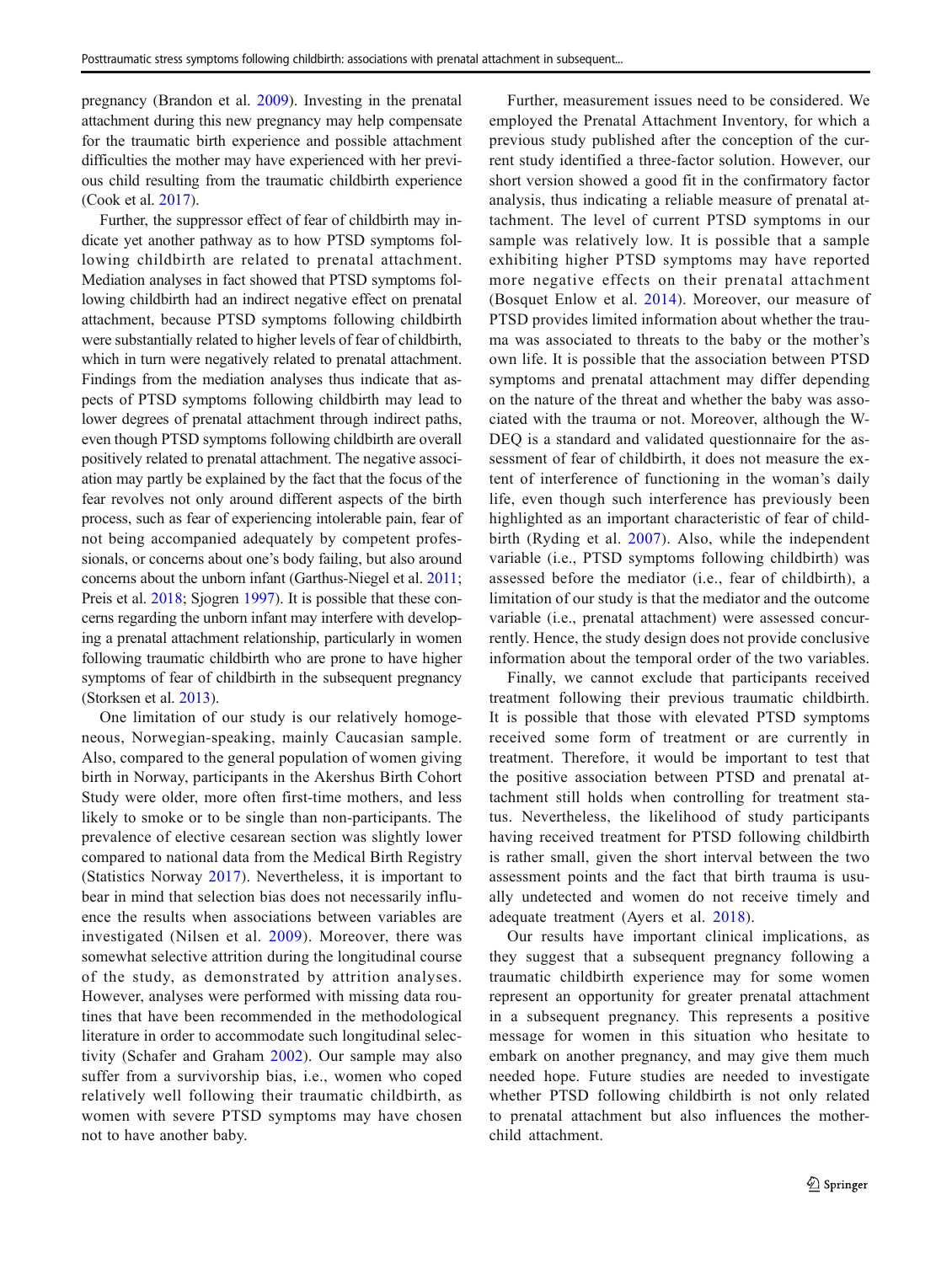pregnancy (Brandon et al. 2009). Investing in the prenatal attachment during this new pregnancy may help compensate for the traumatic birth experience and possible attachment difficulties the mother may have experienced with her previous child resulting from the traumatic childbirth experience (Cook et al. 2017).

Further, the suppressor effect of fear of childbirth may indicate yet another pathway as to how PTSD symptoms following childbirth are related to prenatal attachment. Mediation analyses in fact showed that PTSD symptoms following childbirth had an indirect negative effect on prenatal attachment, because PTSD symptoms following childbirth were substantially related to higher levels of fear of childbirth, which in turn were negatively related to prenatal attachment. Findings from the mediation analyses thus indicate that aspects of PTSD symptoms following childbirth may lead to lower degrees of prenatal attachment through indirect paths, even though PTSD symptoms following childbirth are overall positively related to prenatal attachment. The negative association may partly be explained by the fact that the focus of the fear revolves not only around different aspects of the birth process, such as fear of experiencing intolerable pain, fear of not being accompanied adequately by competent professionals, or concerns about one's body failing, but also around concerns about the unborn infant (Garthus-Niegel et al. 2011; Preis et al. 2018; Sjogren 1997). It is possible that these concerns regarding the unborn infant may interfere with developing a prenatal attachment relationship, particularly in women following traumatic childbirth who are prone to have higher symptoms of fear of childbirth in the subsequent pregnancy (Storksen et al. 2013).

One limitation of our study is our relatively homogeneous, Norwegian-speaking, mainly Caucasian sample. Also, compared to the general population of women giving birth in Norway, participants in the Akershus Birth Cohort Study were older, more often first-time mothers, and less likely to smoke or to be single than non-participants. The prevalence of elective cesarean section was slightly lower compared to national data from the Medical Birth Registry (Statistics Norway 2017). Nevertheless, it is important to bear in mind that selection bias does not necessarily influence the results when associations between variables are investigated (Nilsen et al. 2009). Moreover, there was somewhat selective attrition during the longitudinal course of the study, as demonstrated by attrition analyses. However, analyses were performed with missing data routines that have been recommended in the methodological literature in order to accommodate such longitudinal selectivity (Schafer and Graham 2002). Our sample may also suffer from a survivorship bias, i.e., women who coped relatively well following their traumatic childbirth, as women with severe PTSD symptoms may have chosen not to have another baby.

Further, measurement issues need to be considered. We employed the Prenatal Attachment Inventory, for which a previous study published after the conception of the current study identified a three-factor solution. However, our short version showed a good fit in the confirmatory factor analysis, thus indicating a reliable measure of prenatal attachment. The level of current PTSD symptoms in our sample was relatively low. It is possible that a sample exhibiting higher PTSD symptoms may have reported more negative effects on their prenatal attachment (Bosquet Enlow et al. 2014). Moreover, our measure of PTSD provides limited information about whether the trauma was associated to threats to the baby or the mother's own life. It is possible that the association between PTSD symptoms and prenatal attachment may differ depending on the nature of the threat and whether the baby was associated with the trauma or not. Moreover, although the W-DEQ is a standard and validated questionnaire for the assessment of fear of childbirth, it does not measure the extent of interference of functioning in the woman's daily life, even though such interference has previously been highlighted as an important characteristic of fear of childbirth (Ryding et al. 2007). Also, while the independent variable (i.e., PTSD symptoms following childbirth) was assessed before the mediator (i.e., fear of childbirth), a limitation of our study is that the mediator and the outcome variable (i.e., prenatal attachment) were assessed concurrently. Hence, the study design does not provide conclusive information about the temporal order of the two variables.

Finally, we cannot exclude that participants received treatment following their previous traumatic childbirth. It is possible that those with elevated PTSD symptoms received some form of treatment or are currently in treatment. Therefore, it would be important to test that the positive association between PTSD and prenatal attachment still holds when controlling for treatment status. Nevertheless, the likelihood of study participants having received treatment for PTSD following childbirth is rather small, given the short interval between the two assessment points and the fact that birth trauma is usually undetected and women do not receive timely and adequate treatment (Ayers et al. 2018).

Our results have important clinical implications, as they suggest that a subsequent pregnancy following a traumatic childbirth experience may for some women represent an opportunity for greater prenatal attachment in a subsequent pregnancy. This represents a positive message for women in this situation who hesitate to embark on another pregnancy, and may give them much needed hope. Future studies are needed to investigate whether PTSD following childbirth is not only related to prenatal attachment but also influences the mother-child attachment.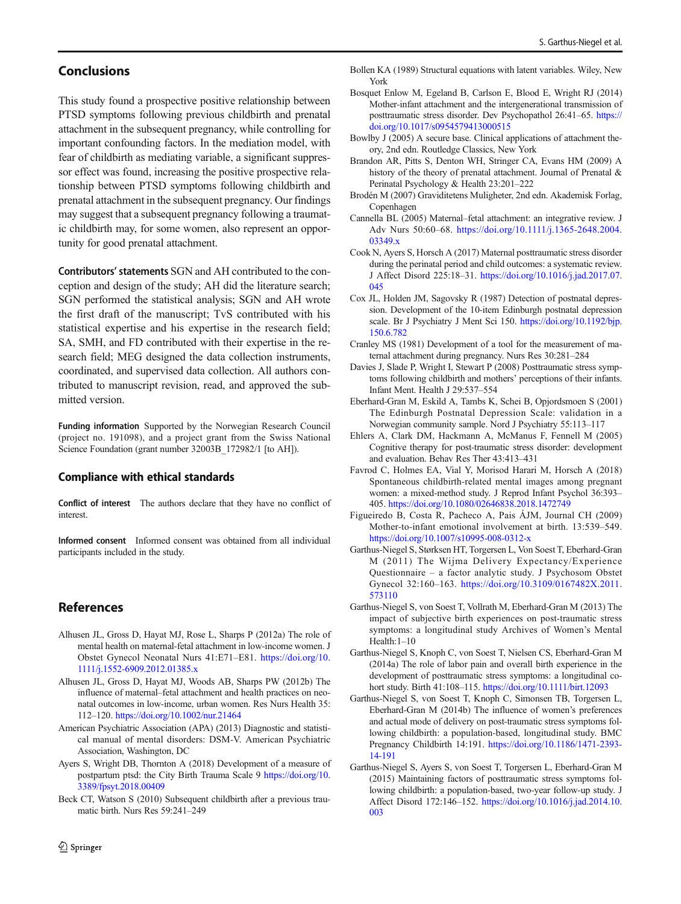## Conclusions

This study found a prospective positive relationship between PTSD symptoms following previous childbirth and prenatal attachment in the subsequent pregnancy, while controlling for important confounding factors. In the mediation model, with fear of childbirth as mediating variable, a significant suppressor effect was found, increasing the positive prospective relationship between PTSD symptoms following childbirth and prenatal attachment in the subsequent pregnancy. Our findings may suggest that a subsequent pregnancy following a traumatic childbirth may, for some women, also represent an opportunity for good prenatal attachment.

**Contributors' statements** SGN and AH contributed to the conception and design of the study; AH did the literature search; SGN performed the statistical analysis; SGN and AH wrote the first draft of the manuscript; TvS contributed with his statistical expertise and his expertise in the research field; SA, SMH, and FD contributed with their expertise in the research field; MEG designed the data collection instruments, coordinated, and supervised data collection. All authors contributed to manuscript revision, read, and approved the submitted version.

**Funding information** Supported by the Norwegian Research Council (project no. 191098), and a project grant from the Swiss National Science Foundation (grant number 32003B_172982/1 [to AH]).

## Compliance with ethical standards

**Conflict of interest** The authors declare that they have no conflict of interest.

**Informed consent** Informed consent was obtained from all individual participants included in the study.

## References

Alhusen JL, Gross D, Hayat MJ, Rose L, Sharps P (2012a) The role of mental health on maternal-fetal attachment in low-income women. J Obstet Gynecol Neonatal Nurs 41:E71–E81. https://doi.org/10.1111/j.1552-6909.2012.01385.x

Alhusen JL, Gross D, Hayat MJ, Woods AB, Sharps PW (2012b) The influence of maternal–fetal attachment and health practices on neonatal outcomes in low-income, urban women. Res Nurs Health 35:112–120. https://doi.org/10.1002/nur.21464

American Psychiatric Association (APA) (2013) Diagnostic and statistical manual of mental disorders: DSM-V. American Psychiatric Association, Washington, DC

Ayers S, Wright DB, Thornton A (2018) Development of a measure of postpartum ptsd: the City Birth Trauma Scale 9 https://doi.org/10.3389/fpsyt.2018.00409

Beck CT, Watson S (2010) Subsequent childbirth after a previous traumatic birth. Nurs Res 59:241–249

Bollen KA (1989) Structural equations with latent variables. Wiley, New York

Bosquet Enlow M, Egeland B, Carlson E, Blood E, Wright RJ (2014) Mother-infant attachment and the intergenerational transmission of posttraumatic stress disorder. Dev Psychopathol 26:41–65. https://doi.org/10.1017/s0954579413000515

Bowlby J (2005) A secure base. Clinical applications of attachment theory, 2nd edn. Routledge Classics, New York

Brandon AR, Pitts S, Denton WH, Stringer CA, Evans HM (2009) A history of the theory of prenatal attachment. Journal of Prenatal & Perinatal Psychology & Health 23:201–222

Brodén M (2007) Graviditetens Muligheter, 2nd edn. Akademisk Forlag, Copenhagen

Cannella BL (2005) Maternal–fetal attachment: an integrative review. J Adv Nurs 50:60–68. https://doi.org/10.1111/j.1365-2648.2004.03349.x

Cook N, Ayers S, Horsch A (2017) Maternal posttraumatic stress disorder during the perinatal period and child outcomes: a systematic review. J Affect Disord 225:18–31. https://doi.org/10.1016/j.jad.2017.07.045

Cox JL, Holden JM, Sagovsky R (1987) Detection of postnatal depression. Development of the 10-item Edinburgh postnatal depression scale. Br J Psychiatry J Ment Sci 150. https://doi.org/10.1192/bjp.150.6.782

Cranley MS (1981) Development of a tool for the measurement of maternal attachment during pregnancy. Nurs Res 30:281–284

Davies J, Slade P, Wright I, Stewart P (2008) Posttraumatic stress symptoms following childbirth and mothers' perceptions of their infants. Infant Ment. Health J 29:537–554

Eberhard-Gran M, Eskild A, Tambs K, Schei B, Opjordsmoen S (2001) The Edinburgh Postnatal Depression Scale: validation in a Norwegian community sample. Nord J Psychiatry 55:113–117

Ehlers A, Clark DM, Hackmann A, McManus F, Fennell M (2005) Cognitive therapy for post-traumatic stress disorder: development and evaluation. Behav Res Ther 43:413–431

Favrod C, Holmes EA, Vial Y, Morisod Harari M, Horsch A (2018) Spontaneous childbirth-related mental images among pregnant women: a mixed-method study. J Reprod Infant Psychol 36:393–405. https://doi.org/10.1080/02646838.2018.1472749

Figueiredo B, Costa R, Pacheco A, Pais ÁJM, Journal CH (2009) Mother-to-infant emotional involvement at birth. 13:539–549. https://doi.org/10.1007/s10995-008-0312-x

Garthus-Niegel S, Størksen HT, Torgersen L, Von Soest T, Eberhard-Gran M (2011) The Wijma Delivery Expectancy/Experience Questionnaire – a factor analytic study. J Psychosom Obstet Gynecol 32:160–163. https://doi.org/10.3109/0167482X.2011.573110

Garthus-Niegel S, von Soest T, Vollrath M, Eberhard-Gran M (2013) The impact of subjective birth experiences on post-traumatic stress symptoms: a longitudinal study Archives of Women's Mental Health:1–10

Garthus-Niegel S, Knoph C, von Soest T, Nielsen CS, Eberhard-Gran M (2014a) The role of labor pain and overall birth experience in the development of posttraumatic stress symptoms: a longitudinal cohort study. Birth 41:108–115. https://doi.org/10.1111/birt.12093

Garthus-Niegel S, von Soest T, Knoph C, Simonsen TB, Torgersen L, Eberhard-Gran M (2014b) The influence of women's preferences and actual mode of delivery on post-traumatic stress symptoms following childbirth: a population-based, longitudinal study. BMC Pregnancy Childbirth 14:191. https://doi.org/10.1186/1471-2393-14-191

Garthus-Niegel S, Ayers S, von Soest T, Torgersen L, Eberhard-Gran M (2015) Maintaining factors of posttraumatic stress symptoms following childbirth: a population-based, two-year follow-up study. J Affect Disord 172:146–152. https://doi.org/10.1016/j.jad.2014.10.003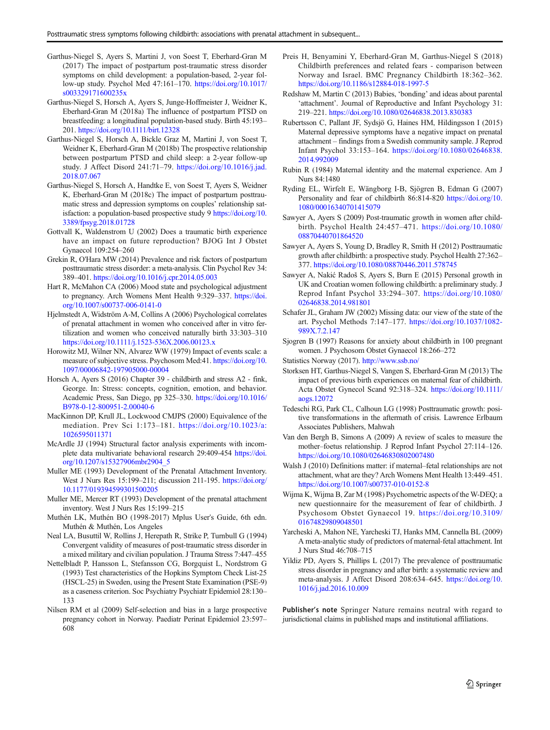Garthus-Niegel S, Ayers S, Martini J, von Soest T, Eberhard-Gran M (2017) The impact of postpartum post-traumatic stress disorder symptoms on child development: a population-based, 2-year follow-up study. Psychol Med 47:161–170. https://doi.org/10.1017/s003329171600235x

Garthus-Niegel S, Horsch A, Ayers S, Junge-Hoffmeister J, Weidner K, Eberhard-Gran M (2018a) The influence of postpartum PTSD on breastfeeding: a longitudinal population-based study. Birth 45:193–201. https://doi.org/10.1111/birt.12328

Garthus-Niegel S, Horsch A, Bickle Graz M, Martini J, von Soest T, Weidner K, Eberhard-Gran M (2018b) The prospective relationship between postpartum PTSD and child sleep: a 2-year follow-up study. J Affect Disord 241:71–79. https://doi.org/10.1016/j.jad.2018.07.067

Garthus-Niegel S, Horsch A, Handtke E, von Soest T, Ayers S, Weidner K, Eberhard-Gran M (2018c) The impact of postpartum posttraumatic stress and depression symptoms on couples' relationship satisfaction: a population-based prospective study 9 https://doi.org/10.3389/fpsyg.2018.01728

Gottvall K, Waldenstrom U (2002) Does a traumatic birth experience have an impact on future reproduction? BJOG Int J Obstet Gynaecol 109:254–260

Grekin R, O'Hara MW (2014) Prevalence and risk factors of postpartum posttraumatic stress disorder: a meta-analysis. Clin Psychol Rev 34:389–401. https://doi.org/10.1016/j.cpr.2014.05.003

Hart R, McMahon CA (2006) Mood state and psychological adjustment to pregnancy. Arch Womens Ment Health 9:329–337. https://doi.org/10.1007/s00737-006-0141-0

Hjelmstedt A, Widström A-M, Collins A (2006) Psychological correlates of prenatal attachment in women who conceived after in vitro fertilization and women who conceived naturally birth 33:303–310 https://doi.org/10.1111/j.1523-536X.2006.00123.x

Horowitz MJ, Wilner NN, Alvarez WW (1979) Impact of events scale: a measure of subjective stress. Psychosom Med:41. https://doi.org/10.1097/00006842-197905000-00004

Horsch A, Ayers S (2016) Chapter 39 - childbirth and stress A2 - fink, George. In: Stress: concepts, cognition, emotion, and behavior. Academic Press, San Diego, pp 325–330. https://doi.org/10.1016/B978-0-12-800951-2.00040-6

MacKinnon DP, Krull JL, Lockwood CMJPS (2000) Equivalence of the mediation. Prev Sci 1:173–181. https://doi.org/10.1023/a:1026595011371

McArdle JJ (1994) Structural factor analysis experiments with incomplete data multivariate behavioral research 29:409-454 https://doi.org/10.1207/s15327906mbr2904_5

Muller ME (1993) Development of the Prenatal Attachment Inventory. West J Nurs Res 15:199–211; discussion 211-195. https://doi.org/10.1177/019394599301500205

Muller ME, Mercer RT (1993) Development of the prenatal attachment inventory. West J Nurs Res 15:199–215

Muthén LK, Muthén BO (1998-2017) Mplus User's Guide, 6th edn. Muthén & Muthén, Los Angeles

Neal LA, Busuttil W, Rollins J, Herepath R, Strike P, Turnbull G (1994) Convergent validity of measures of post-traumatic stress disorder in a mixed military and civilian population. J Trauma Stress 7:447–455

Nettelbladt P, Hansson L, Stefansson CG, Borgquist L, Nordstrom G (1993) Test characteristics of the Hopkins Symptom Check List-25 (HSCL-25) in Sweden, using the Present State Examination (PSE-9) as a caseness criterion. Soc Psychiatry Psychiatr Epidemiol 28:130–133

Nilsen RM et al (2009) Self-selection and bias in a large prospective pregnancy cohort in Norway. Paediatr Perinat Epidemiol 23:597–608

Preis H, Benyamini Y, Eberhard-Gran M, Garthus-Niegel S (2018) Childbirth preferences and related fears - comparison between Norway and Israel. BMC Pregnancy Childbirth 18:362–362. https://doi.org/10.1186/s12884-018-1997-5

Redshaw M, Martin C (2013) Babies, 'bonding' and ideas about parental 'attachment'. Journal of Reproductive and Infant Psychology 31:219–221. https://doi.org/10.1080/02646838.2013.830383

Rubertsson C, Pallant JF, Sydsjö G, Haines HM, Hildingsson I (2015) Maternal depressive symptoms have a negative impact on prenatal attachment – findings from a Swedish community sample. J Reprod Infant Psychol 33:153–164. https://doi.org/10.1080/02646838.2014.992009

Rubin R (1984) Maternal identity and the maternal experience. Am J Nurs 84:1480

Ryding EL, Wirfelt E, Wängborg I-B, Sjögren B, Edman G (2007) Personality and fear of childbirth 86:814-820 https://doi.org/10.1080/00016340701415079

Sawyer A, Ayers S (2009) Post-traumatic growth in women after childbirth. Psychol Health 24:457–471. https://doi.org/10.1080/08870440701864520

Sawyer A, Ayers S, Young D, Bradley R, Smith H (2012) Posttraumatic growth after childbirth: a prospective study. Psychol Health 27:362–377. https://doi.org/10.1080/08870446.2011.578745

Sawyer A, Nakić Radoš S, Ayers S, Burn E (2015) Personal growth in UK and Croatian women following childbirth: a preliminary study. J Reprod Infant Psychol 33:294–307. https://doi.org/10.1080/02646838.2014.981801

Schafer JL, Graham JW (2002) Missing data: our view of the state of the art. Psychol Methods 7:147–177. https://doi.org/10.1037/1082-989X.7.2.147

Sjogren B (1997) Reasons for anxiety about childbirth in 100 pregnant women. J Psychosom Obstet Gynaecol 18:266–272

Statistics Norway (2017). http://www.ssb.no/

Storksen HT, Garthus-Niegel S, Vangen S, Eberhard-Gran M (2013) The impact of previous birth experiences on maternal fear of childbirth. Acta Obstet Gynecol Scand 92:318–324. https://doi.org/10.1111/aogs.12072

Tedeschi RG, Park CL, Calhoun LG (1998) Posttraumatic growth: positive transformations in the aftermath of crisis. Lawrence Erlbaum Associates Publishers, Mahwah

Van den Bergh B, Simons A (2009) A review of scales to measure the mother–foetus relationship. J Reprod Infant Psychol 27:114–126. https://doi.org/10.1080/02646830802007480

Walsh J (2010) Definitions matter: if maternal–fetal relationships are not attachment, what are they? Arch Womens Ment Health 13:449–451. https://doi.org/10.1007/s00737-010-0152-8

Wijma K, Wijma B, Zar M (1998) Psychometric aspects of the W-DEQ; a new questionnaire for the measurement of fear of childbirth. J Psychosom Obstet Gynaecol 19. https://doi.org/10.3109/01674829809048501

Yarcheski A, Mahon NE, Yarcheski TJ, Hanks MM, Cannella BL (2009) A meta-analytic study of predictors of maternal-fetal attachment. Int J Nurs Stud 46:708–715

Yildiz PD, Ayers S, Phillips L (2017) The prevalence of posttraumatic stress disorder in pregnancy and after birth: a systematic review and meta-analysis. J Affect Disord 208:634–645. https://doi.org/10.1016/j.jad.2016.10.009

**Publisher's note** Springer Nature remains neutral with regard to jurisdictional claims in published maps and institutional affiliations.